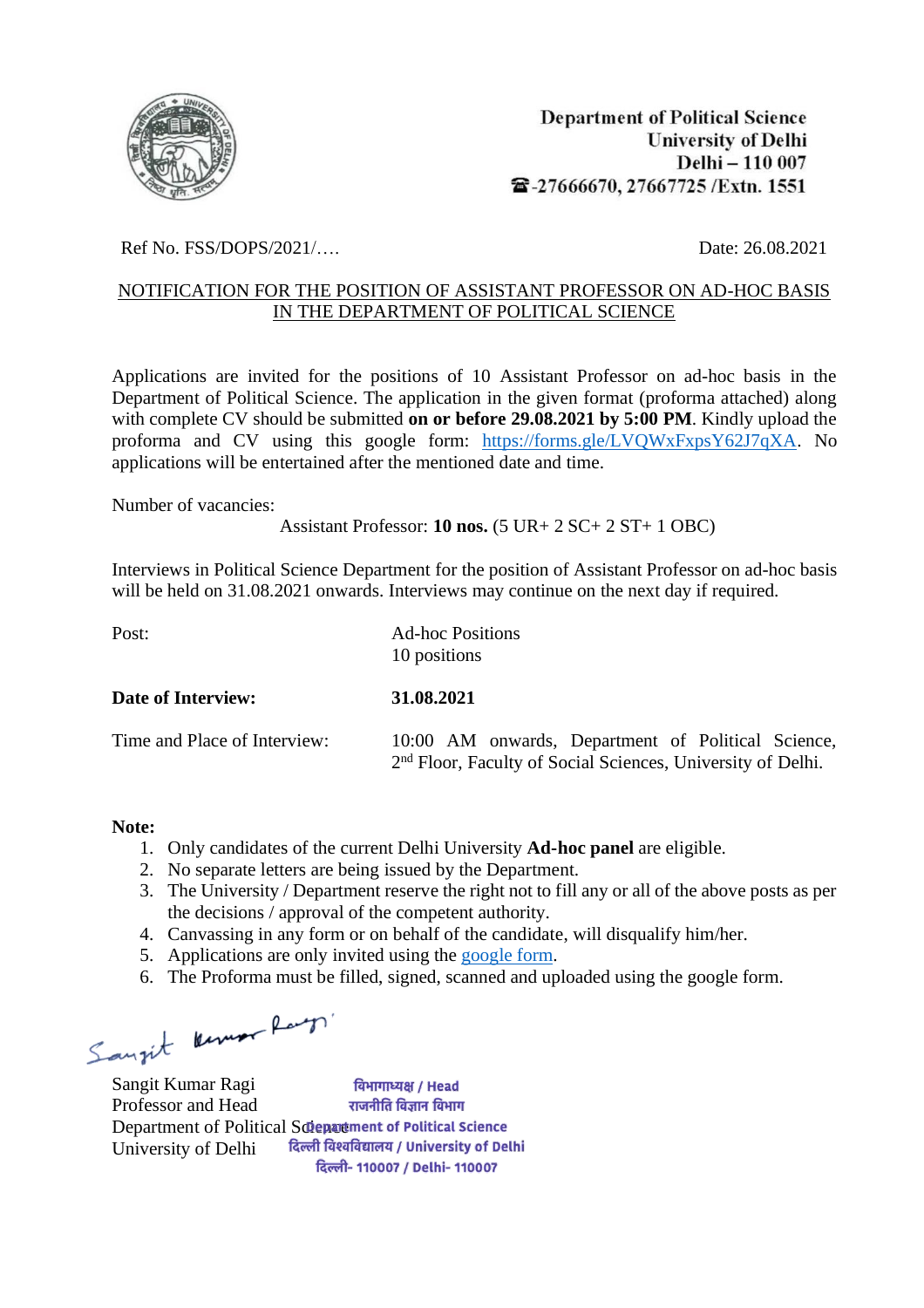Department of Political Science
University of Delhi
Delhi – 110 007
☎-27666670, 27667725 /Extn. 1551

Ref No. FSS/DOPS/2021/….

Date: 26.08.2021

## NOTIFICATION FOR THE POSITION OF ASSISTANT PROFESSOR ON AD-HOC BASIS IN THE DEPARTMENT OF POLITICAL SCIENCE

Applications are invited for the positions of 10 Assistant Professor on ad-hoc basis in the Department of Political Science. The application in the given format (proforma attached) along with complete CV should be submitted **on or before 29.08.2021 by 5:00 PM**. Kindly upload the proforma and CV using this google form: https://forms.gle/LVQWxFxpsY62J7qXA. No applications will be entertained after the mentioned date and time.

Number of vacancies:

Assistant Professor: **10 nos.** (5 UR+ 2 SC+ 2 ST+ 1 OBC)

Interviews in Political Science Department for the position of Assistant Professor on ad-hoc basis will be held on 31.08.2021 onwards. Interviews may continue on the next day if required.

| | |
|---|---|
| Post: | Ad-hoc Positions<br>10 positions |
| **Date of Interview:** | **31.08.2021** |
| Time and Place of Interview: | 10:00 AM onwards, Department of Political Science, 2nd Floor, Faculty of Social Sciences, University of Delhi. |

**Note:**

1. Only candidates of the current Delhi University **Ad-hoc panel** are eligible.
2. No separate letters are being issued by the Department.
3. The University / Department reserve the right not to fill any or all of the above posts as per the decisions / approval of the competent authority.
4. Canvassing in any form or on behalf of the candidate, will disqualify him/her.
5. Applications are only invited using the google form.
6. The Proforma must be filled, signed, scanned and uploaded using the google form.

Sangit Kumar Ragi
Professor and Head
Department of Political Science
University of Delhi

विभागाध्यक्ष / Head
राजनीति विज्ञान विभाग
Department of Political Science
दिल्ली विश्वविद्यालय / University of Delhi
दिल्ली- 110007 / Delhi- 110007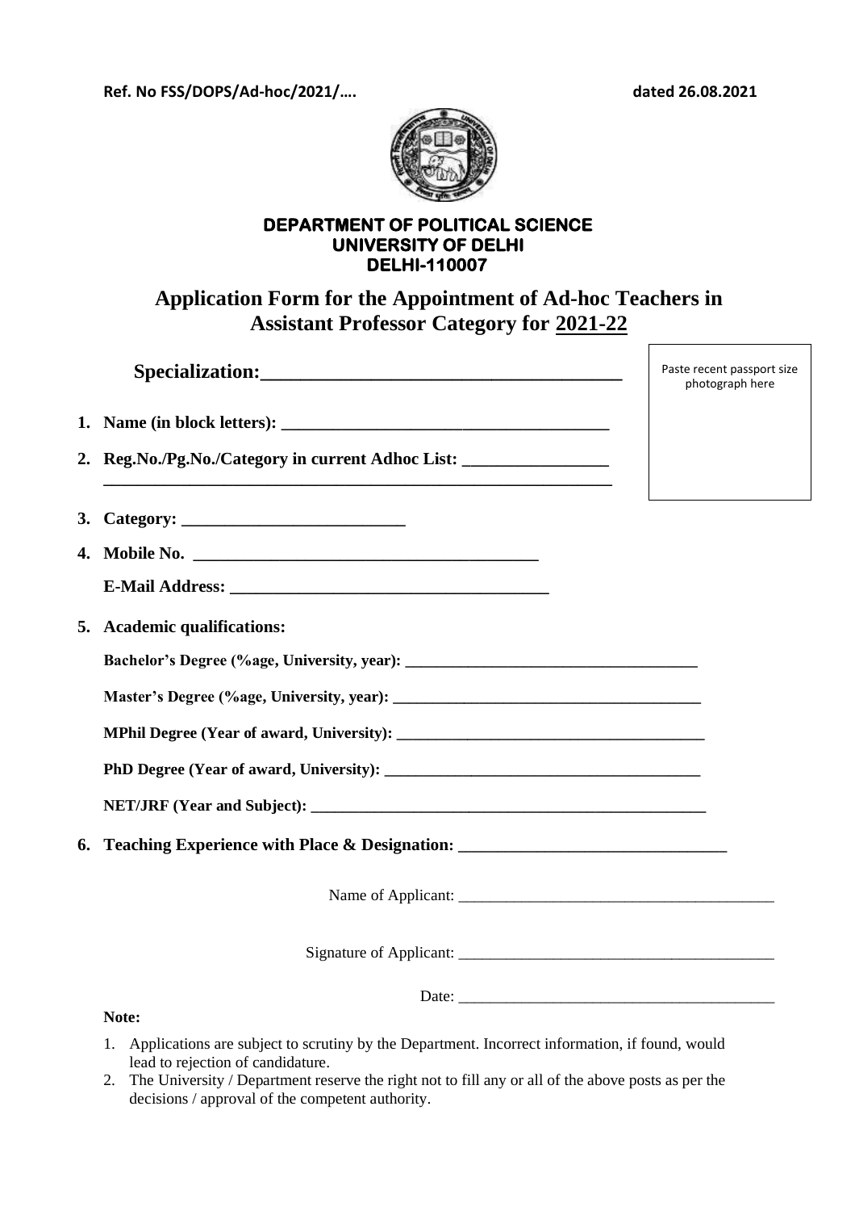**Ref. No FSS/DOPS/Ad-hoc/2021/….** **dated 26.08.2021**

**DEPARTMENT OF POLITICAL SCIENCE**
**UNIVERSITY OF DELHI**
**DELHI-110007**

# Application Form for the Appointment of Ad-hoc Teachers in Assistant Professor Category for 2021-22

Paste recent passport size photograph here

**Specialization:\_\_\_\_\_\_\_\_\_\_\_\_\_\_\_\_\_\_\_\_\_\_\_\_\_\_\_\_\_\_\_\_\_\_\_\_**

1. **Name (in block letters): \_\_\_\_\_\_\_\_\_\_\_\_\_\_\_\_\_\_\_\_\_\_\_\_\_\_\_\_\_\_\_\_\_\_\_\_\_\_**
2. **Reg.No./Pg.No./Category in current Adhoc List: \_\_\_\_\_\_\_\_\_\_\_\_\_\_\_\_\_**
   **\_\_\_\_\_\_\_\_\_\_\_\_\_\_\_\_\_\_\_\_\_\_\_\_\_\_\_\_\_\_\_\_\_\_\_\_\_\_\_\_\_\_\_\_\_\_\_\_\_\_\_\_\_\_\_\_\_\_\_\_**
3. **Category: \_\_\_\_\_\_\_\_\_\_\_\_\_\_\_\_\_\_\_\_\_\_\_\_\_\_**
4. **Mobile No. \_\_\_\_\_\_\_\_\_\_\_\_\_\_\_\_\_\_\_\_\_\_\_\_\_\_\_\_\_\_\_\_\_\_\_\_\_\_\_\_\_**
   **E-Mail Address: \_\_\_\_\_\_\_\_\_\_\_\_\_\_\_\_\_\_\_\_\_\_\_\_\_\_\_\_\_\_\_\_\_\_\_\_\_\_**
5. **Academic qualifications:**
   **Bachelor's Degree (%age, University, year): \_\_\_\_\_\_\_\_\_\_\_\_\_\_\_\_\_\_\_\_\_\_\_\_\_\_\_\_\_\_\_\_\_\_\_\_\_**
   **Master's Degree (%age, University, year): \_\_\_\_\_\_\_\_\_\_\_\_\_\_\_\_\_\_\_\_\_\_\_\_\_\_\_\_\_\_\_\_\_\_\_\_\_\_\_**
   **MPhil Degree (Year of award, University): \_\_\_\_\_\_\_\_\_\_\_\_\_\_\_\_\_\_\_\_\_\_\_\_\_\_\_\_\_\_\_\_\_\_\_\_\_\_\_**
   **PhD Degree (Year of award, University): \_\_\_\_\_\_\_\_\_\_\_\_\_\_\_\_\_\_\_\_\_\_\_\_\_\_\_\_\_\_\_\_\_\_\_\_\_\_\_\_**
   **NET/JRF (Year and Subject): \_\_\_\_\_\_\_\_\_\_\_\_\_\_\_\_\_\_\_\_\_\_\_\_\_\_\_\_\_\_\_\_\_\_\_\_\_\_\_\_\_\_\_\_\_\_\_\_\_\_**
6. **Teaching Experience with Place & Designation: \_\_\_\_\_\_\_\_\_\_\_\_\_\_\_\_\_\_\_\_\_\_\_\_\_\_\_\_\_\_\_\_**

Name of Applicant: \_\_\_\_\_\_\_\_\_\_\_\_\_\_\_\_\_\_\_\_\_\_\_\_\_\_\_\_\_\_\_\_\_\_\_\_\_\_\_\_

Signature of Applicant: \_\_\_\_\_\_\_\_\_\_\_\_\_\_\_\_\_\_\_\_\_\_\_\_\_\_\_\_\_\_\_\_\_\_\_\_\_\_\_\_

Date: \_\_\_\_\_\_\_\_\_\_\_\_\_\_\_\_\_\_\_\_\_\_\_\_\_\_\_\_\_\_\_\_\_\_\_\_\_\_\_\_

**Note:**

1. Applications are subject to scrutiny by the Department. Incorrect information, if found, would lead to rejection of candidature.
2. The University / Department reserve the right not to fill any or all of the above posts as per the decisions / approval of the competent authority.